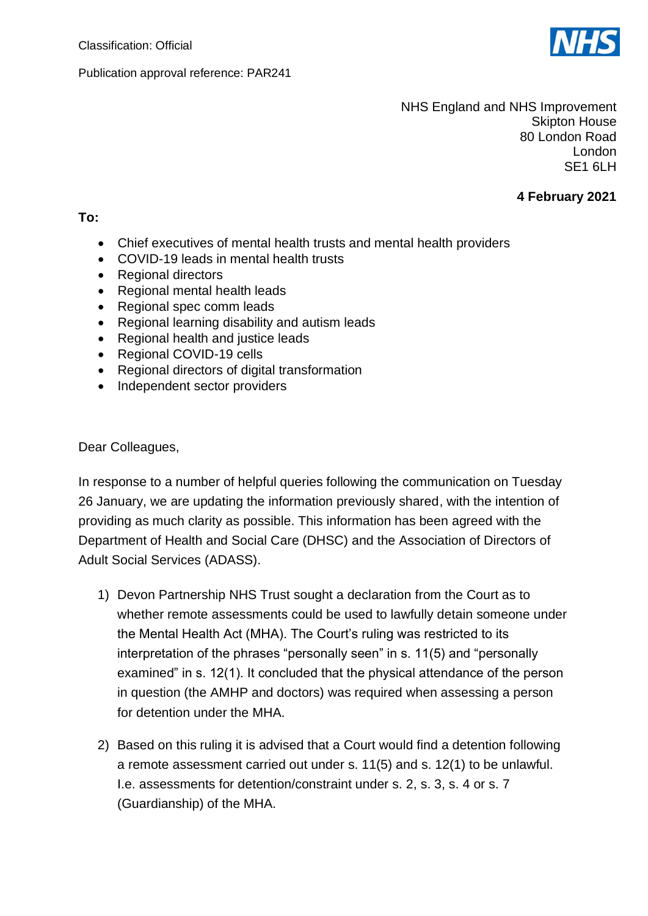Classification: Official

Publication approval reference: PAR241

NHS England and NHS Improvement
Skipton House
80 London Road
London
SE1 6LH

**4 February 2021**

**To:**

- Chief executives of mental health trusts and mental health providers
- COVID-19 leads in mental health trusts
- Regional directors
- Regional mental health leads
- Regional spec comm leads
- Regional learning disability and autism leads
- Regional health and justice leads
- Regional COVID-19 cells
- Regional directors of digital transformation
- Independent sector providers

Dear Colleagues,

In response to a number of helpful queries following the communication on Tuesday 26 January, we are updating the information previously shared, with the intention of providing as much clarity as possible. This information has been agreed with the Department of Health and Social Care (DHSC) and the Association of Directors of Adult Social Services (ADASS).

1) Devon Partnership NHS Trust sought a declaration from the Court as to whether remote assessments could be used to lawfully detain someone under the Mental Health Act (MHA). The Court's ruling was restricted to its interpretation of the phrases "personally seen" in s. 11(5) and "personally examined" in s. 12(1). It concluded that the physical attendance of the person in question (the AMHP and doctors) was required when assessing a person for detention under the MHA.

2) Based on this ruling it is advised that a Court would find a detention following a remote assessment carried out under s. 11(5) and s. 12(1) to be unlawful. I.e. assessments for detention/constraint under s. 2, s. 3, s. 4 or s. 7 (Guardianship) of the MHA.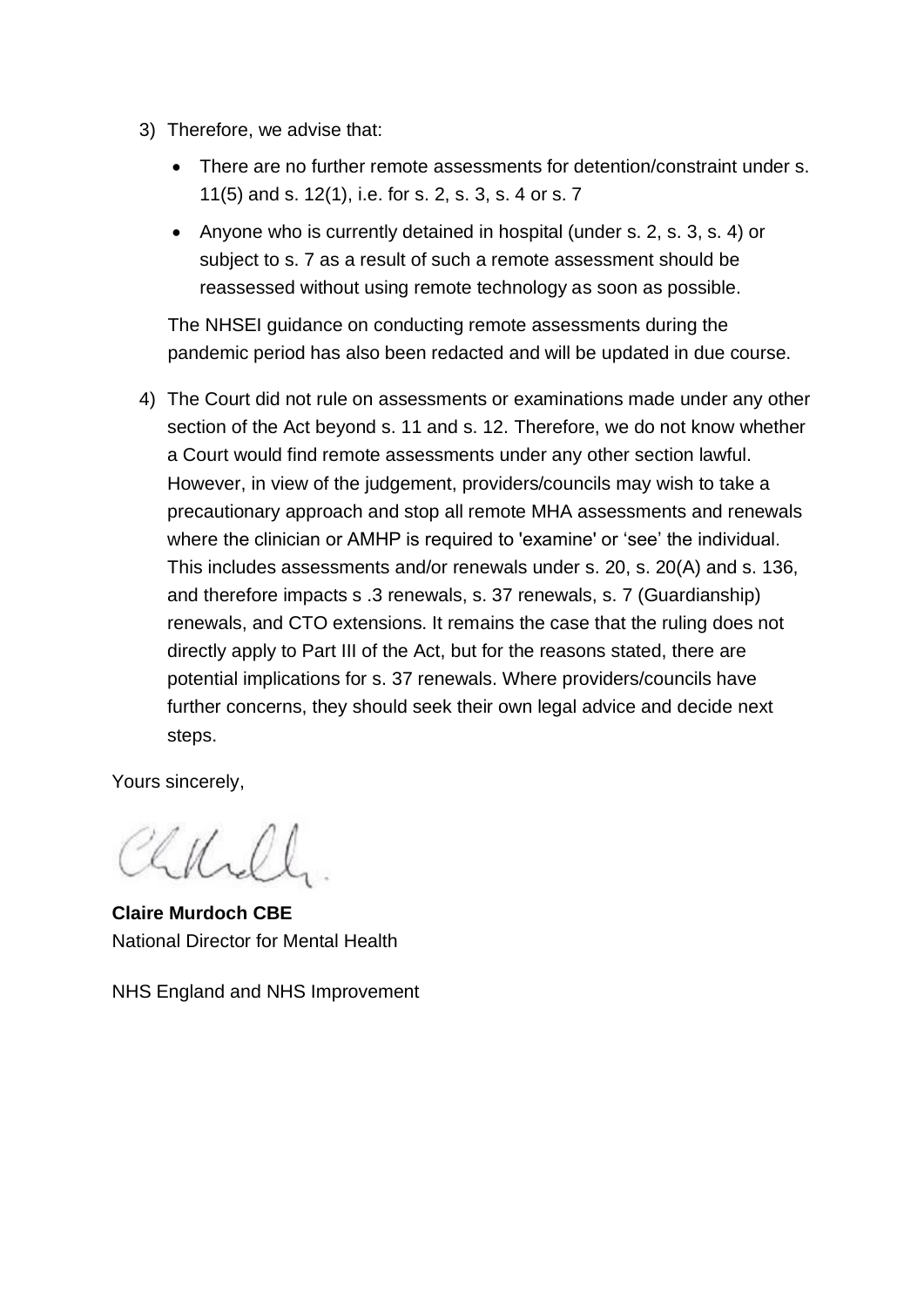3) Therefore, we advise that:

   - There are no further remote assessments for detention/constraint under s. 11(5) and s. 12(1), i.e. for s. 2, s. 3, s. 4 or s. 7
   - Anyone who is currently detained in hospital (under s. 2, s. 3, s. 4) or subject to s. 7 as a result of such a remote assessment should be reassessed without using remote technology as soon as possible.

   The NHSEI guidance on conducting remote assessments during the pandemic period has also been redacted and will be updated in due course.

4) The Court did not rule on assessments or examinations made under any other section of the Act beyond s. 11 and s. 12. Therefore, we do not know whether a Court would find remote assessments under any other section lawful. However, in view of the judgement, providers/councils may wish to take a precautionary approach and stop all remote MHA assessments and renewals where the clinician or AMHP is required to 'examine' or 'see' the individual. This includes assessments and/or renewals under s. 20, s. 20(A) and s. 136, and therefore impacts s .3 renewals, s. 37 renewals, s. 7 (Guardianship) renewals, and CTO extensions. It remains the case that the ruling does not directly apply to Part III of the Act, but for the reasons stated, there are potential implications for s. 37 renewals. Where providers/councils have further concerns, they should seek their own legal advice and decide next steps.

Yours sincerely,

**Claire Murdoch CBE**
National Director for Mental Health

NHS England and NHS Improvement